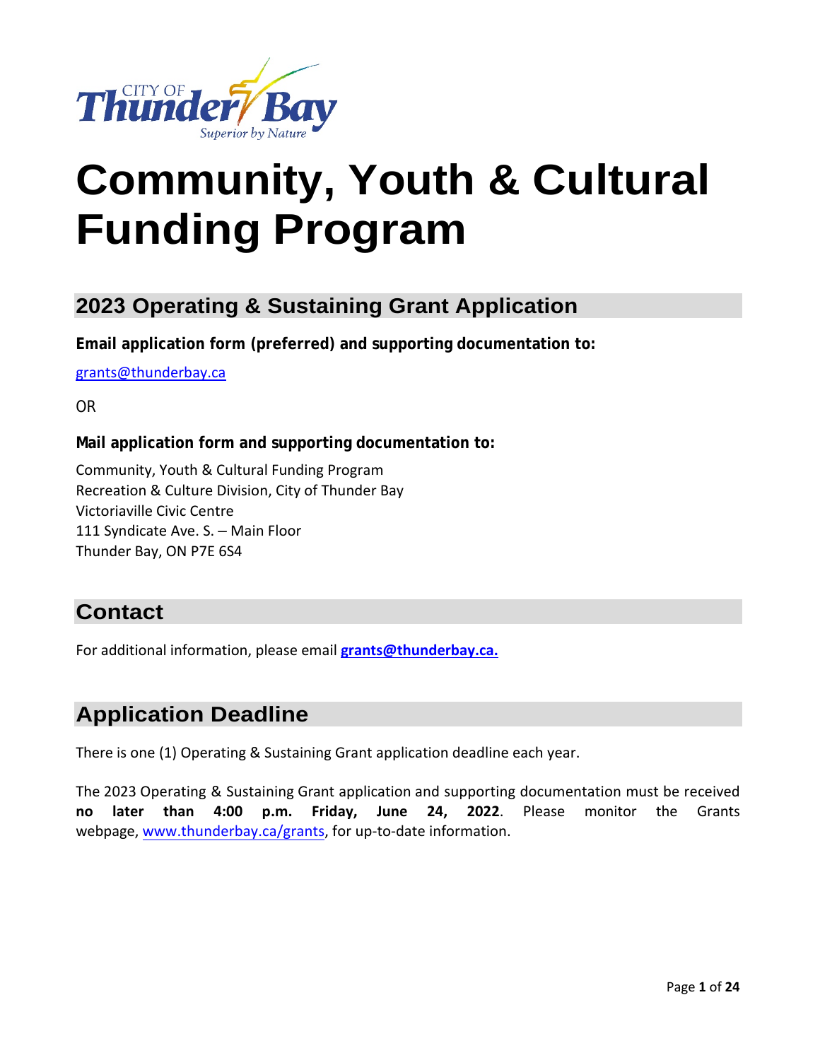# Community, Youth & Cultural Funding Program

## 2023 Operating & Sustaining Grant Application

**Email application form (preferred) and supporting documentation to:**

grants@thunderbay.ca

OR

**Mail application form and supporting documentation to:**

Community, Youth & Cultural Funding Program
Recreation & Culture Division, City of Thunder Bay
Victoriaville Civic Centre
111 Syndicate Ave. S. – Main Floor
Thunder Bay, ON P7E 6S4

## Contact

For additional information, please email **grants@thunderbay.ca.**

## Application Deadline

There is one (1) Operating & Sustaining Grant application deadline each year.

The 2023 Operating & Sustaining Grant application and supporting documentation must be received **no later than 4:00 p.m. Friday, June 24, 2022**. Please monitor the Grants webpage, www.thunderbay.ca/grants, for up-to-date information.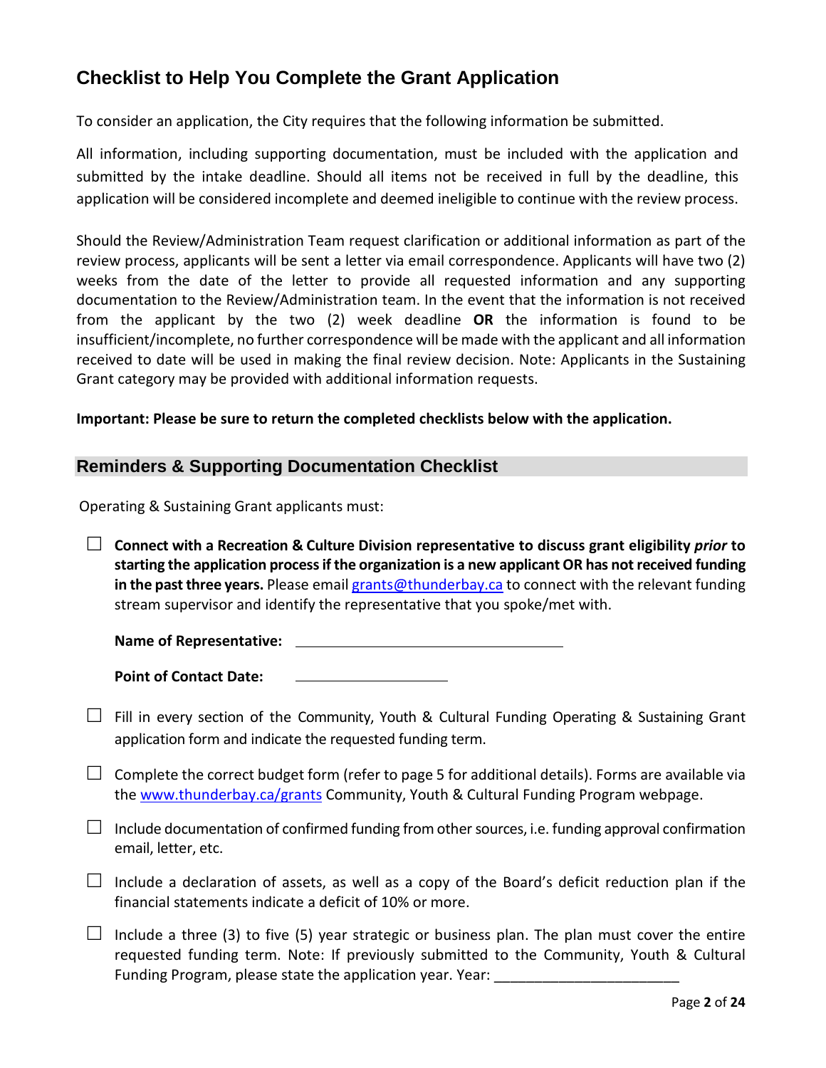## Checklist to Help You Complete the Grant Application

To consider an application, the City requires that the following information be submitted.

All information, including supporting documentation, must be included with the application and submitted by the intake deadline. Should all items not be received in full by the deadline, this application will be considered incomplete and deemed ineligible to continue with the review process.

Should the Review/Administration Team request clarification or additional information as part of the review process, applicants will be sent a letter via email correspondence. Applicants will have two (2) weeks from the date of the letter to provide all requested information and any supporting documentation to the Review/Administration team. In the event that the information is not received from the applicant by the two (2) week deadline **OR** the information is found to be insufficient/incomplete, no further correspondence will be made with the applicant and all information received to date will be used in making the final review decision. Note: Applicants in the Sustaining Grant category may be provided with additional information requests.

**Important: Please be sure to return the completed checklists below with the application.**

### Reminders & Supporting Documentation Checklist

Operating & Sustaining Grant applicants must:

- ☐ **Connect with a Recreation & Culture Division representative to discuss grant eligibility *prior* to starting the application process if the organization is a new applicant OR has not received funding in the past three years.** Please email grants@thunderbay.ca to connect with the relevant funding stream supervisor and identify the representative that you spoke/met with.

  **Name of Representative:** ______________________________

  **Point of Contact Date:** ________________

- ☐ Fill in every section of the Community, Youth & Cultural Funding Operating & Sustaining Grant application form and indicate the requested funding term.

- ☐ Complete the correct budget form (refer to page 5 for additional details). Forms are available via the www.thunderbay.ca/grants Community, Youth & Cultural Funding Program webpage.

- ☐ Include documentation of confirmed funding from other sources, i.e. funding approval confirmation email, letter, etc.

- ☐ Include a declaration of assets, as well as a copy of the Board's deficit reduction plan if the financial statements indicate a deficit of 10% or more.

- ☐ Include a three (3) to five (5) year strategic or business plan. The plan must cover the entire requested funding term. Note: If previously submitted to the Community, Youth & Cultural Funding Program, please state the application year. Year: _______________________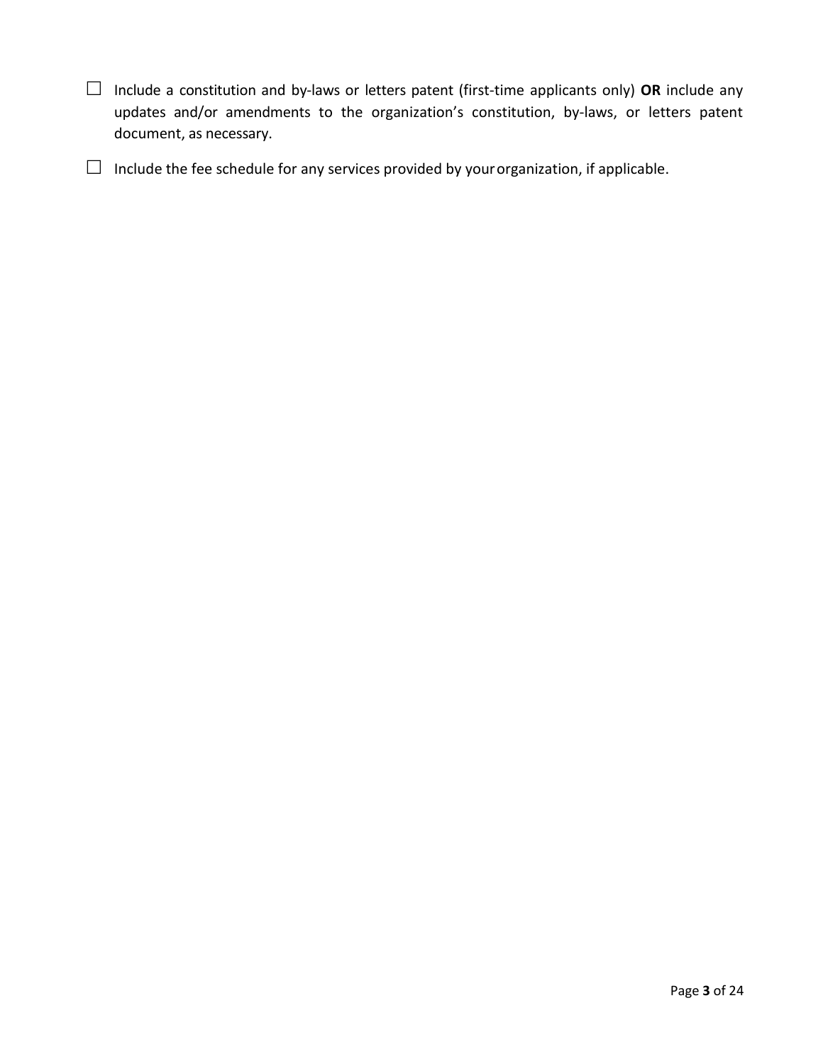- ☐ Include a constitution and by-laws or letters patent (first-time applicants only) **OR** include any updates and/or amendments to the organization's constitution, by-laws, or letters patent document, as necessary.
- ☐ Include the fee schedule for any services provided by your organization, if applicable.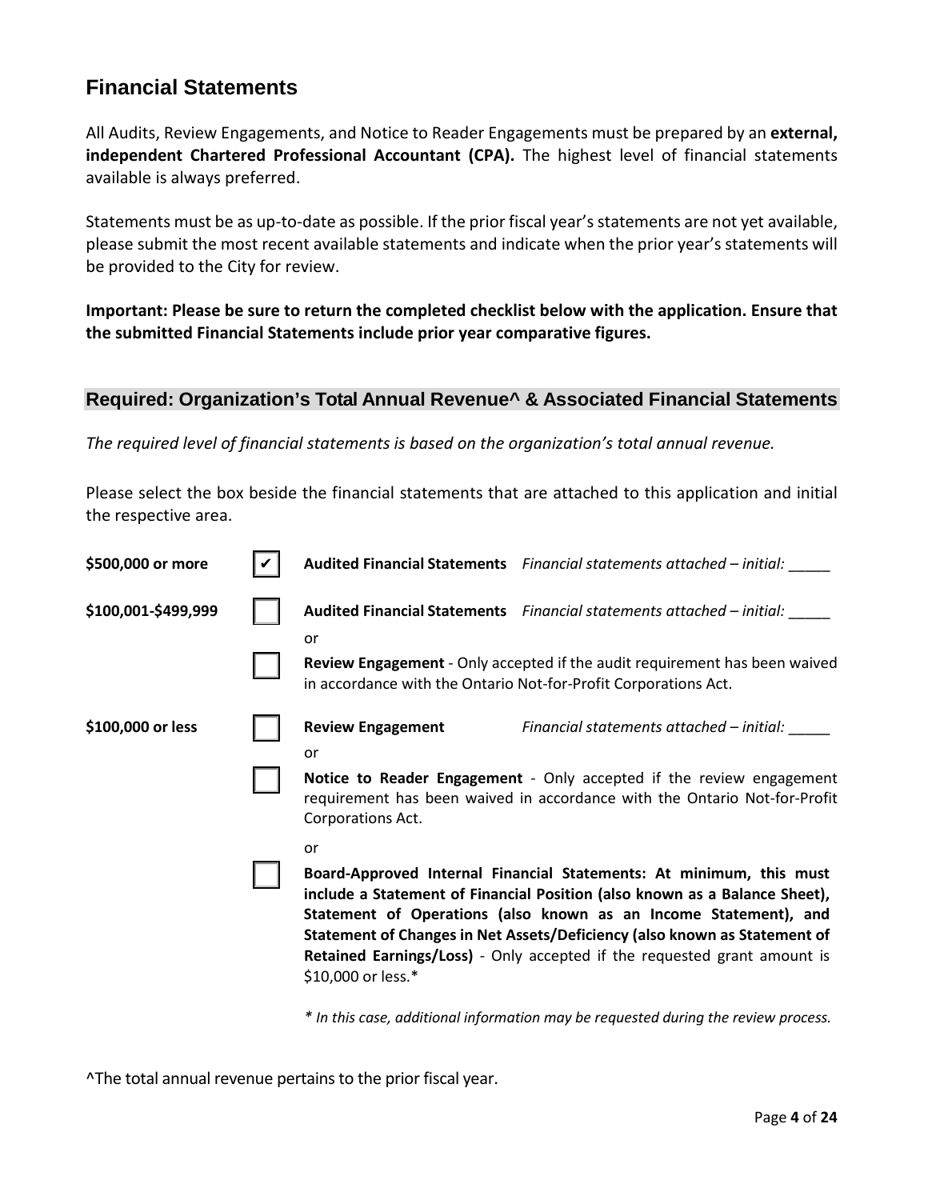## Financial Statements

All Audits, Review Engagements, and Notice to Reader Engagements must be prepared by an **external, independent Chartered Professional Accountant (CPA).** The highest level of financial statements available is always preferred.

Statements must be as up-to-date as possible. If the prior fiscal year's statements are not yet available, please submit the most recent available statements and indicate when the prior year's statements will be provided to the City for review.

**Important: Please be sure to return the completed checklist below with the application. Ensure that the submitted Financial Statements include prior year comparative figures.**

### Required: Organization's Total Annual Revenue^ & Associated Financial Statements

*The required level of financial statements is based on the organization's total annual revenue.*

Please select the box beside the financial statements that are attached to this application and initial the respective area.

**$500,000 or more**

- ☑ **Audited Financial Statements** *Financial statements attached – initial:* _____

**$100,001-$499,999**

- ☐ **Audited Financial Statements** *Financial statements attached – initial:* _____

  or

- ☐ **Review Engagement** - Only accepted if the audit requirement has been waived in accordance with the Ontario Not-for-Profit Corporations Act.

**$100,000 or less**

- ☐ **Review Engagement** *Financial statements attached – initial:* _____

  or

- ☐ **Notice to Reader Engagement** - Only accepted if the review engagement requirement has been waived in accordance with the Ontario Not-for-Profit Corporations Act.

  or

- ☐ **Board-Approved Internal Financial Statements: At minimum, this must include a Statement of Financial Position (also known as a Balance Sheet), Statement of Operations (also known as an Income Statement), and Statement of Changes in Net Assets/Deficiency (also known as Statement of Retained Earnings/Loss)** - Only accepted if the requested grant amount is $10,000 or less.*

  *\* In this case, additional information may be requested during the review process.*

^The total annual revenue pertains to the prior fiscal year.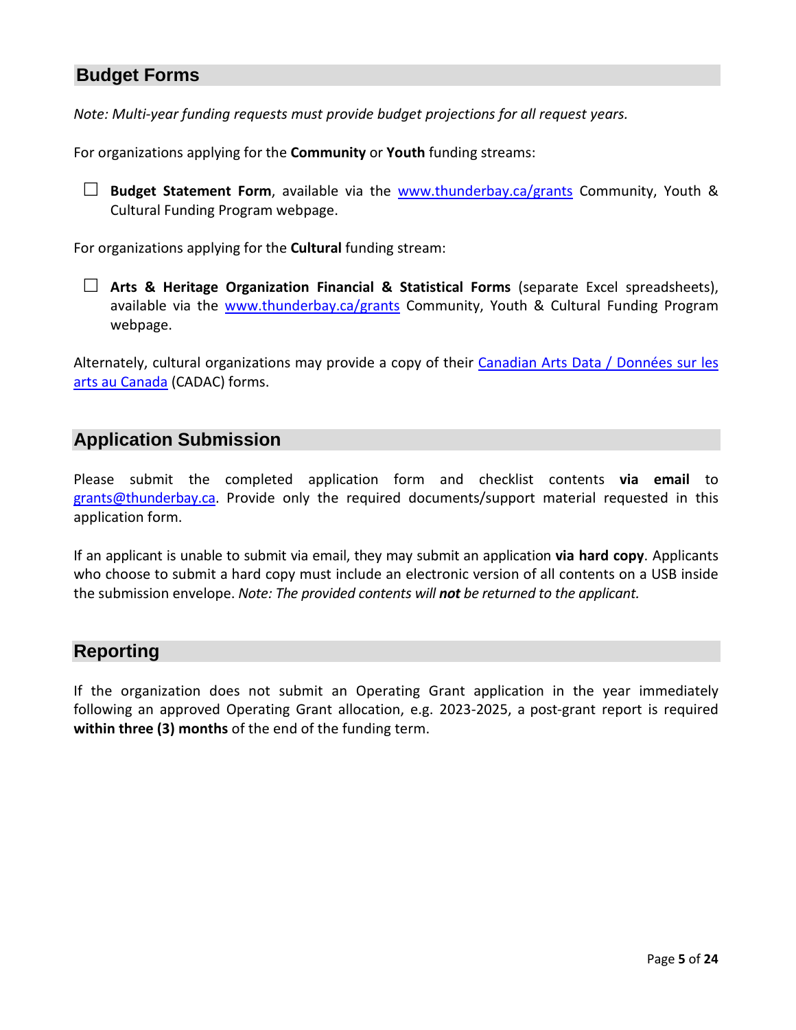## Budget Forms

*Note: Multi-year funding requests must provide budget projections for all request years.*

For organizations applying for the **Community** or **Youth** funding streams:

- ☐ **Budget Statement Form**, available via the [www.thunderbay.ca/grants](www.thunderbay.ca/grants) Community, Youth & Cultural Funding Program webpage.

For organizations applying for the **Cultural** funding stream:

- ☐ **Arts & Heritage Organization Financial & Statistical Forms** (separate Excel spreadsheets), available via the [www.thunderbay.ca/grants](www.thunderbay.ca/grants) Community, Youth & Cultural Funding Program webpage.

Alternately, cultural organizations may provide a copy of their Canadian Arts Data / Données sur les arts au Canada (CADAC) forms.

## Application Submission

Please submit the completed application form and checklist contents **via email** to grants@thunderbay.ca. Provide only the required documents/support material requested in this application form.

If an applicant is unable to submit via email, they may submit an application **via hard copy**. Applicants who choose to submit a hard copy must include an electronic version of all contents on a USB inside the submission envelope. *Note: The provided contents will **not** be returned to the applicant.*

## Reporting

If the organization does not submit an Operating Grant application in the year immediately following an approved Operating Grant allocation, e.g. 2023-2025, a post-grant report is required **within three (3) months** of the end of the funding term.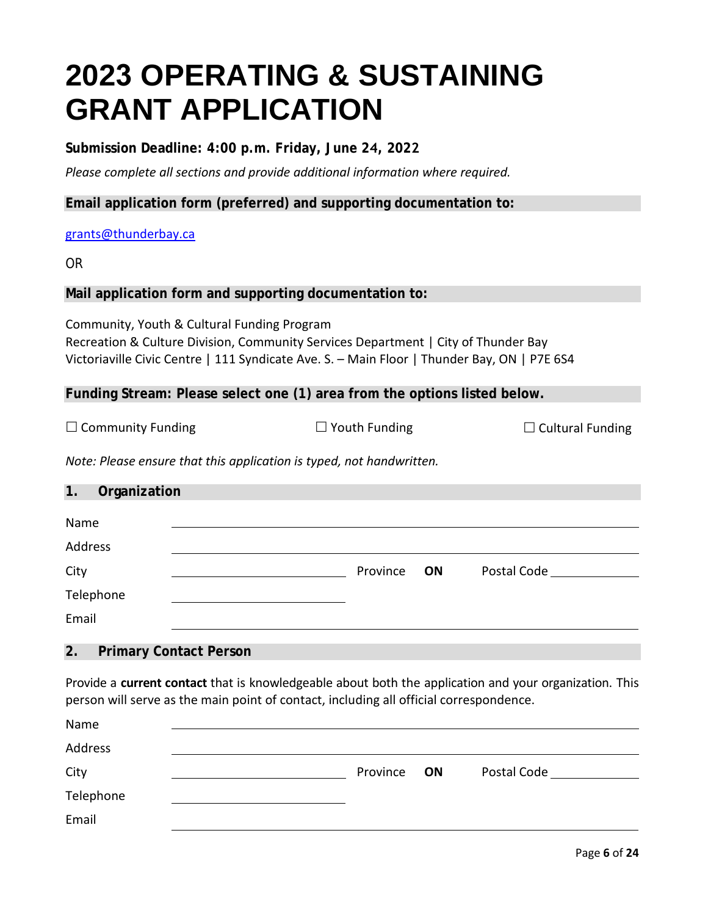# 2023 OPERATING & SUSTAINING GRANT APPLICATION

**Submission Deadline: 4:00 p.m. Friday, June 24, 2022**

*Please complete all sections and provide additional information where required.*

**Email application form (preferred) and supporting documentation to:**

grants@thunderbay.ca

OR

**Mail application form and supporting documentation to:**

Community, Youth & Cultural Funding Program
Recreation & Culture Division, Community Services Department | City of Thunder Bay
Victoriaville Civic Centre | 111 Syndicate Ave. S. – Main Floor | Thunder Bay, ON | P7E 6S4

**Funding Stream: Please select one (1) area from the options listed below.**

☐ Community Funding ☐ Youth Funding ☐ Cultural Funding

*Note: Please ensure that this application is typed, not handwritten.*

## 1. Organization

Name ______________________________

Address ______________________________

City ______________ Province **ON** Postal Code __________

Telephone ______________

Email ______________________________

## 2. Primary Contact Person

Provide a **current contact** that is knowledgeable about both the application and your organization. This person will serve as the main point of contact, including all official correspondence.

Name ______________________________

Address ______________________________

City ______________ Province **ON** Postal Code __________

Telephone ______________

Email ______________________________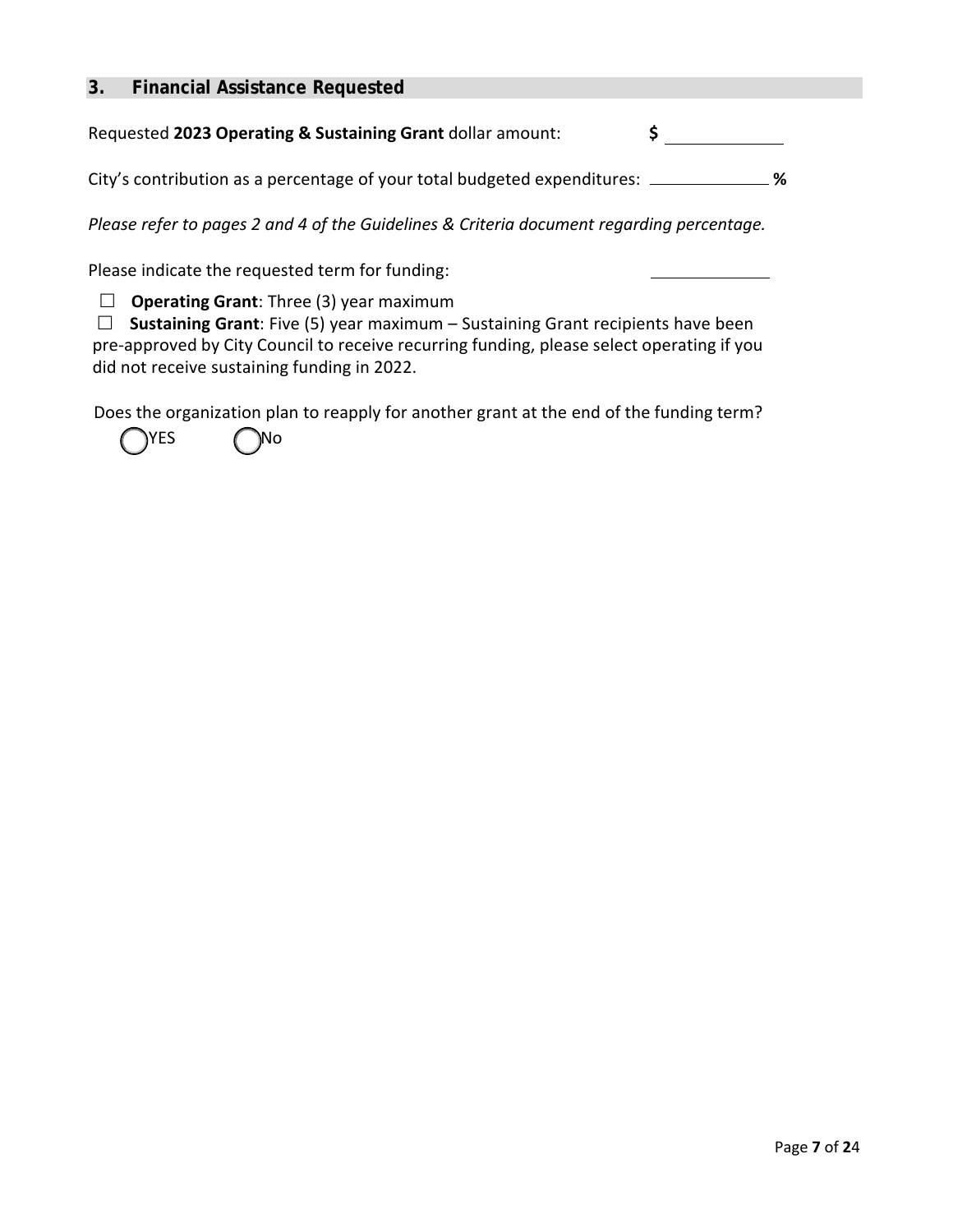## 3. Financial Assistance Requested

Requested **2023 Operating & Sustaining Grant** dollar amount: **$** ____________

City's contribution as a percentage of your total budgeted expenditures: ____________ **%**

*Please refer to pages 2 and 4 of the Guidelines & Criteria document regarding percentage.*

Please indicate the requested term for funding: ____________

☐ **Operating Grant**: Three (3) year maximum

☐ **Sustaining Grant**: Five (5) year maximum – Sustaining Grant recipients have been pre-approved by City Council to receive recurring funding, please select operating if you did not receive sustaining funding in 2022.

Does the organization plan to reapply for another grant at the end of the funding term?

◯ YES ◯ No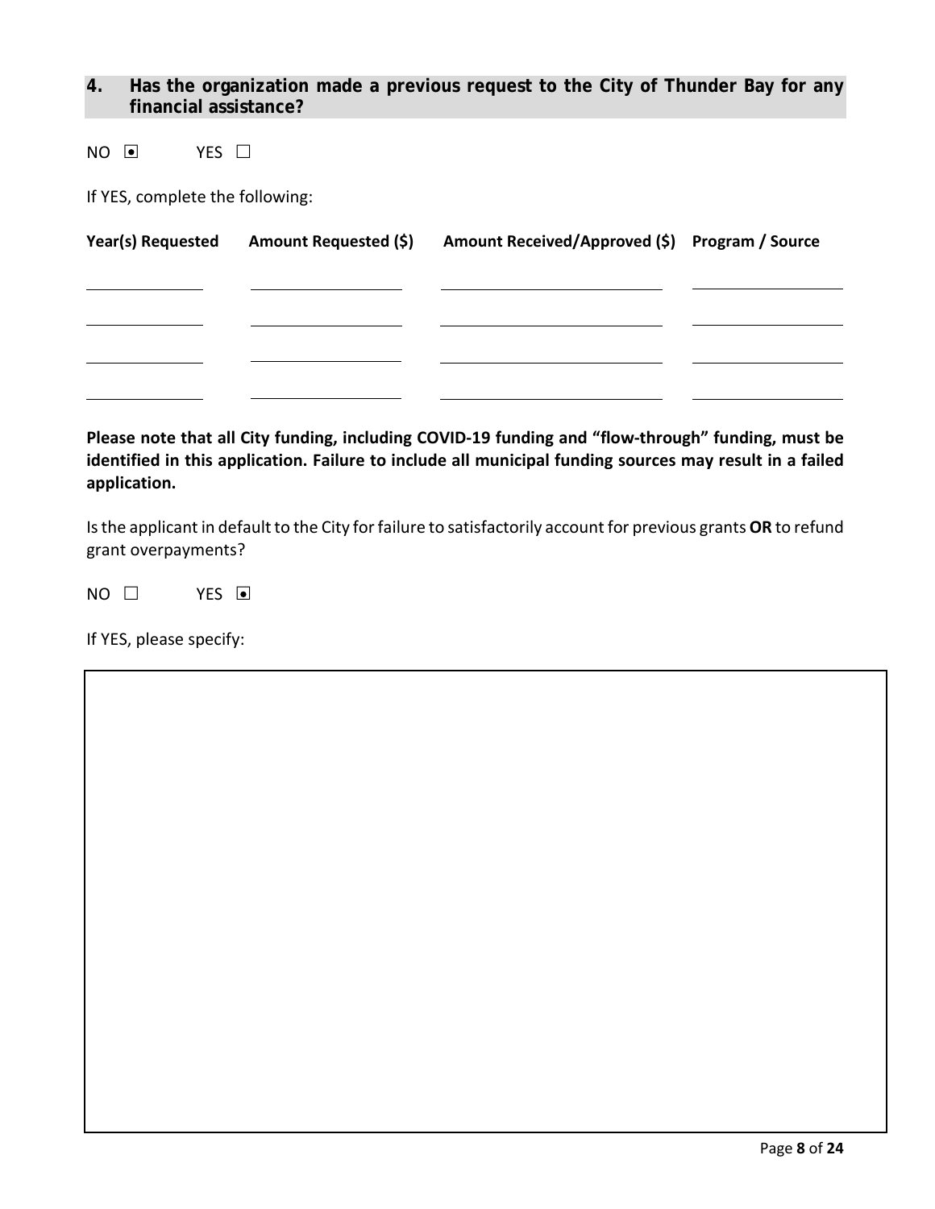## 4. Has the organization made a previous request to the City of Thunder Bay for any financial assistance?

NO ☒ YES ☐

If YES, complete the following:

| Year(s) Requested | Amount Requested ($) | Amount Received/Approved ($) | Program / Source |
| --- | --- | --- | --- |
| | | | |
| | | | |
| | | | |
| | | | |

**Please note that all City funding, including COVID-19 funding and "flow-through" funding, must be identified in this application. Failure to include all municipal funding sources may result in a failed application.**

Is the applicant in default to the City for failure to satisfactorily account for previous grants **OR** to refund grant overpayments?

NO ☐ YES ☒

If YES, please specify: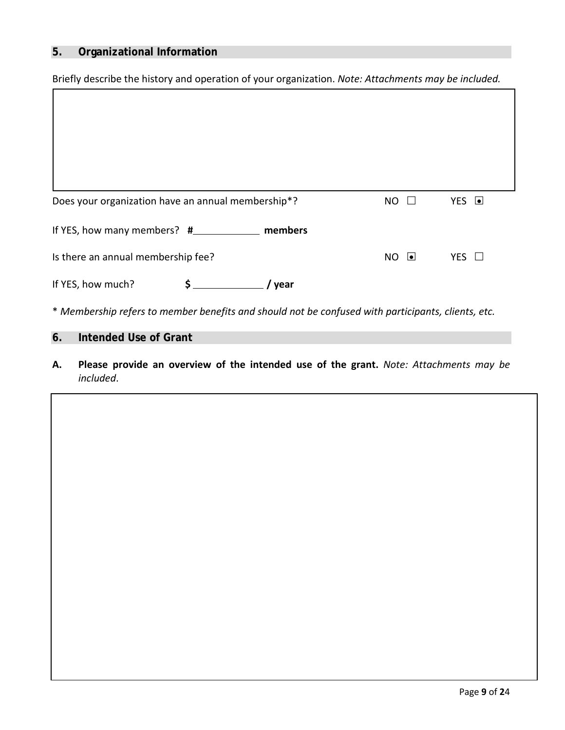## 5. Organizational Information

Briefly describe the history and operation of your organization. *Note: Attachments may be included.*

| |
|---|
| |

Does your organization have an annual membership*? NO ☐ YES ☒

If YES, how many members? **#\_\_\_\_\_\_\_\_\_\_\_\_ members**

Is there an annual membership fee? NO ☒ YES ☐

If YES, how much? **$ \_\_\_\_\_\_\_\_\_\_\_\_ / year**

* *Membership refers to member benefits and should not be confused with participants, clients, etc.*

## 6. Intended Use of Grant

**A. Please provide an overview of the intended use of the grant.** *Note: Attachments may be included.*

| |
|---|
| |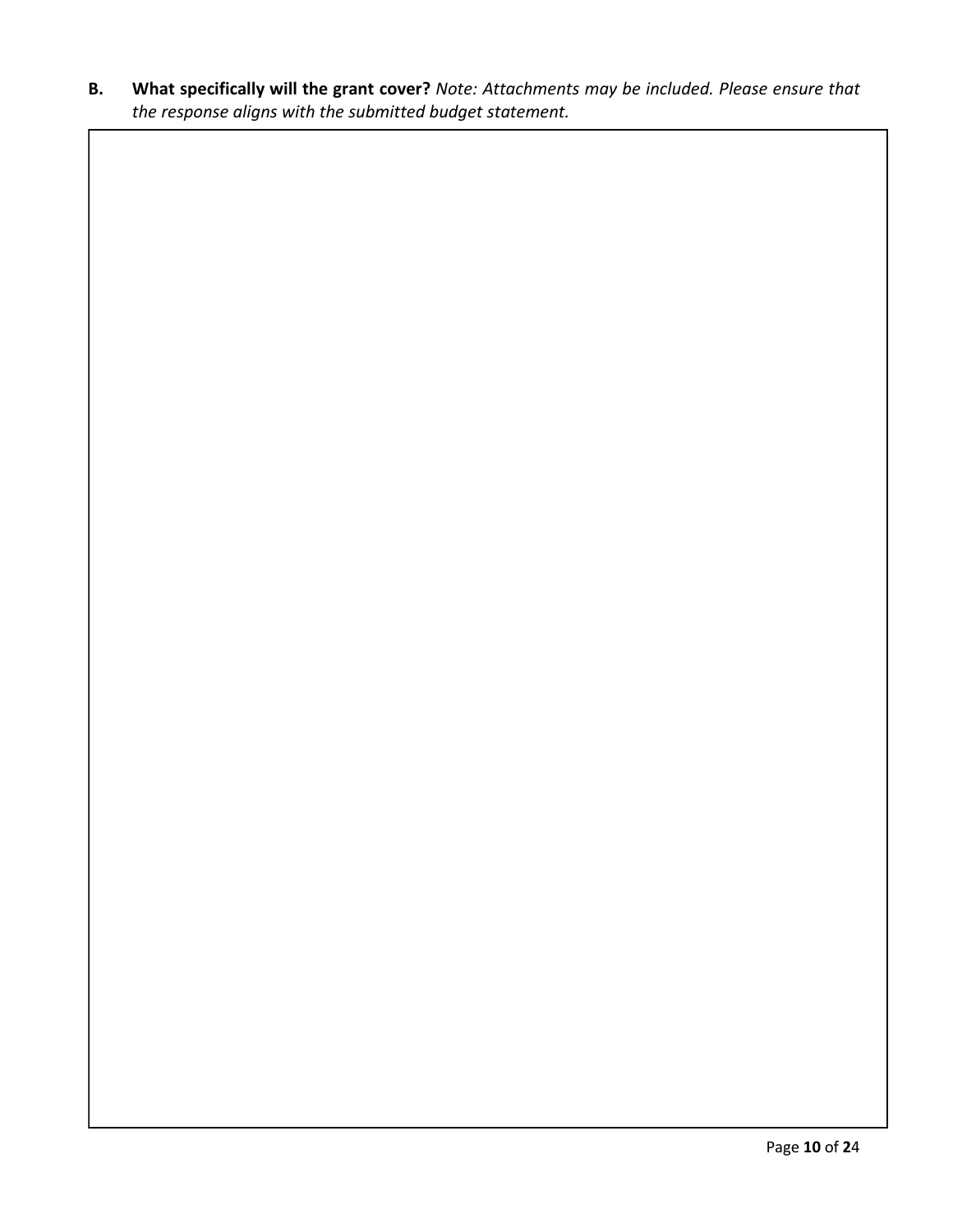**B. What specifically will the grant cover?** *Note: Attachments may be included. Please ensure that the response aligns with the submitted budget statement.*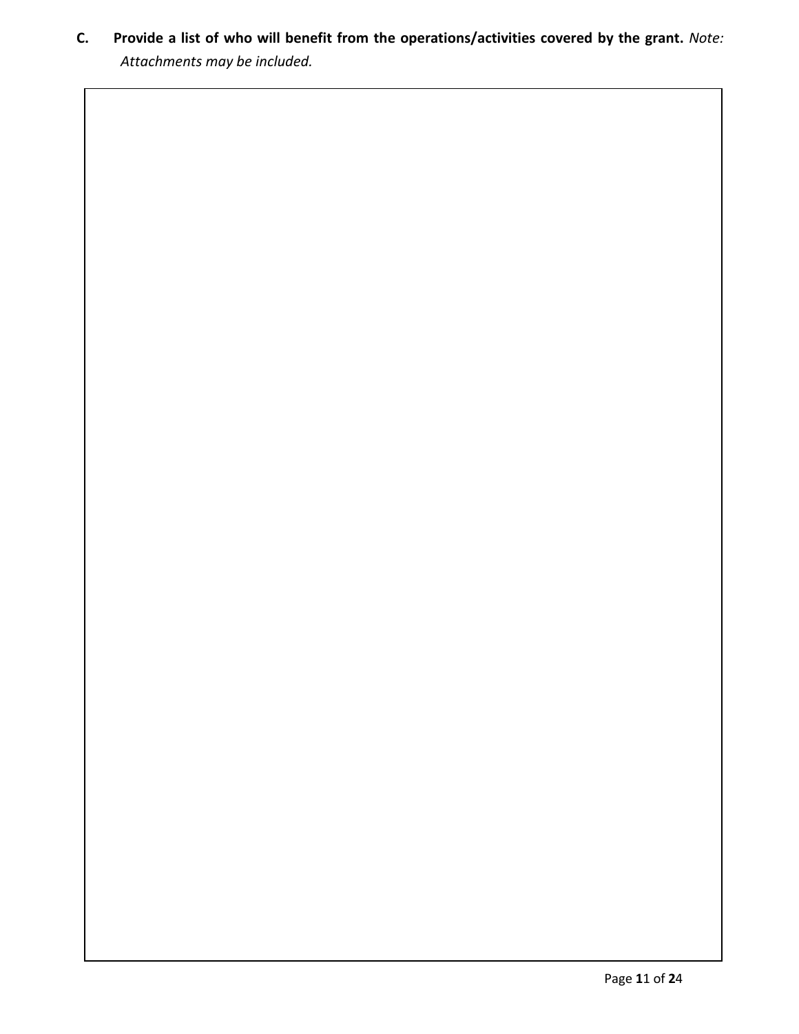**C. Provide a list of who will benefit from the operations/activities covered by the grant.** *Note: Attachments may be included.*

| |
|---|
| |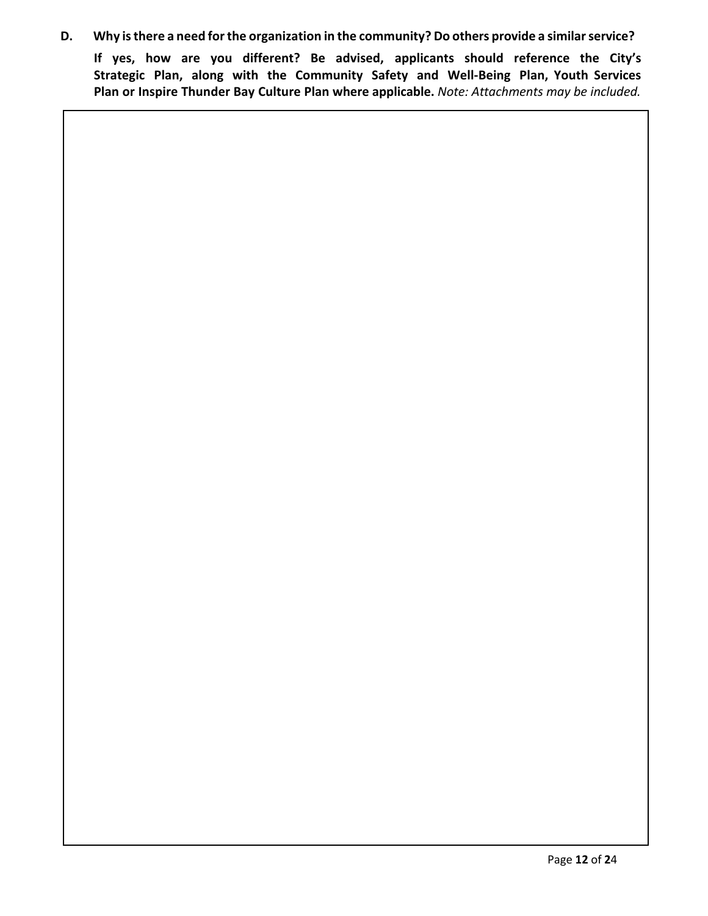**D. Why is there a need for the organization in the community? Do others provide a similar service?**

**If yes, how are you different? Be advised, applicants should reference the City's Strategic Plan, along with the Community Safety and Well-Being Plan, Youth Services Plan or Inspire Thunder Bay Culture Plan where applicable.** *Note: Attachments may be included.*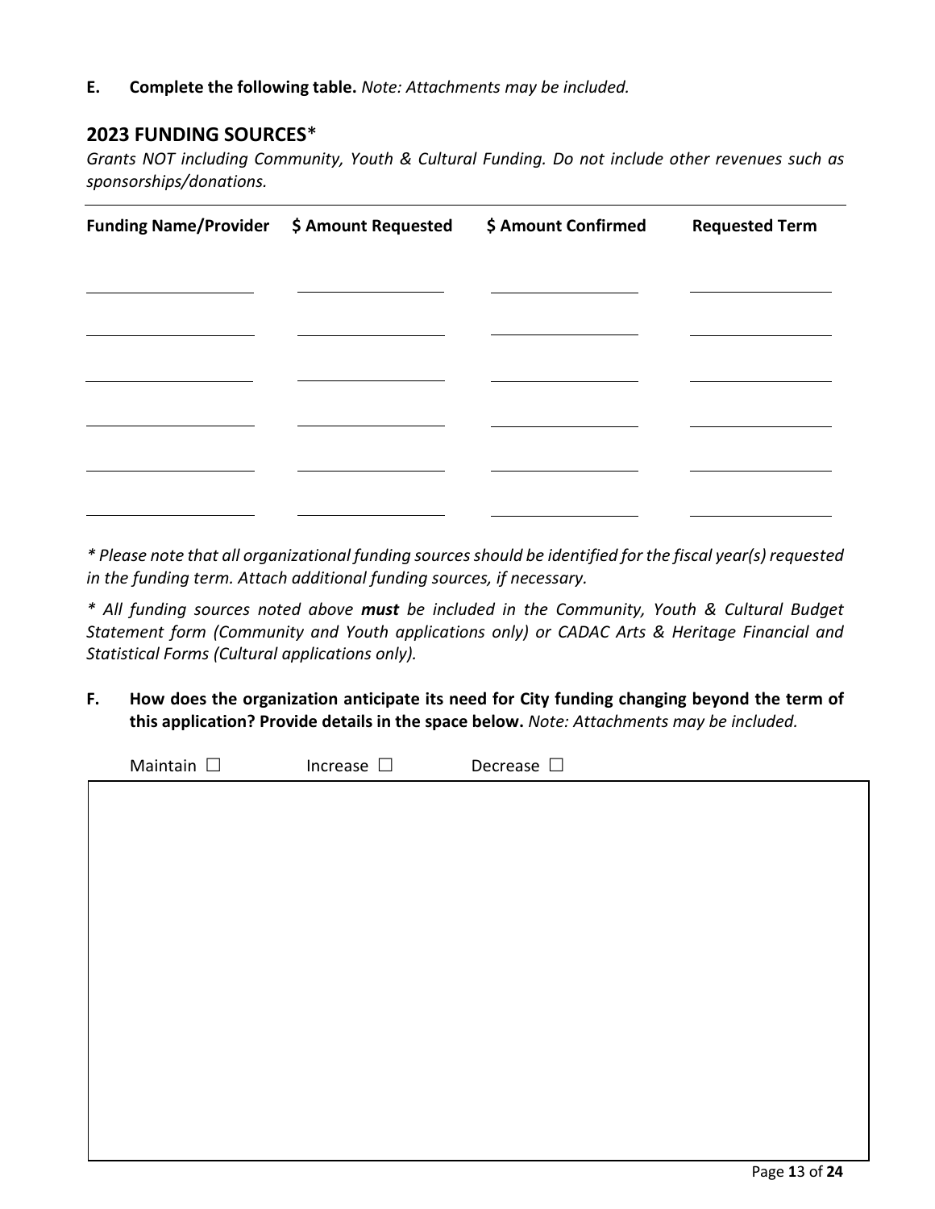**E. Complete the following table.** *Note: Attachments may be included.*

## 2023 FUNDING SOURCES*

*Grants NOT including Community, Youth & Cultural Funding. Do not include other revenues such as sponsorships/donations.*

| Funding Name/Provider | $ Amount Requested | $ Amount Confirmed | Requested Term |
|---|---|---|---|
| | | | |
| | | | |
| | | | |
| | | | |
| | | | |
| | | | |

*\* Please note that all organizational funding sources should be identified for the fiscal year(s) requested in the funding term. Attach additional funding sources, if necessary.*

*\* All funding sources noted above **must** be included in the Community, Youth & Cultural Budget Statement form (Community and Youth applications only) or CADAC Arts & Heritage Financial and Statistical Forms (Cultural applications only).*

**F. How does the organization anticipate its need for City funding changing beyond the term of this application? Provide details in the space below.** *Note: Attachments may be included.*

Maintain ☐ Increase ☐ Decrease ☐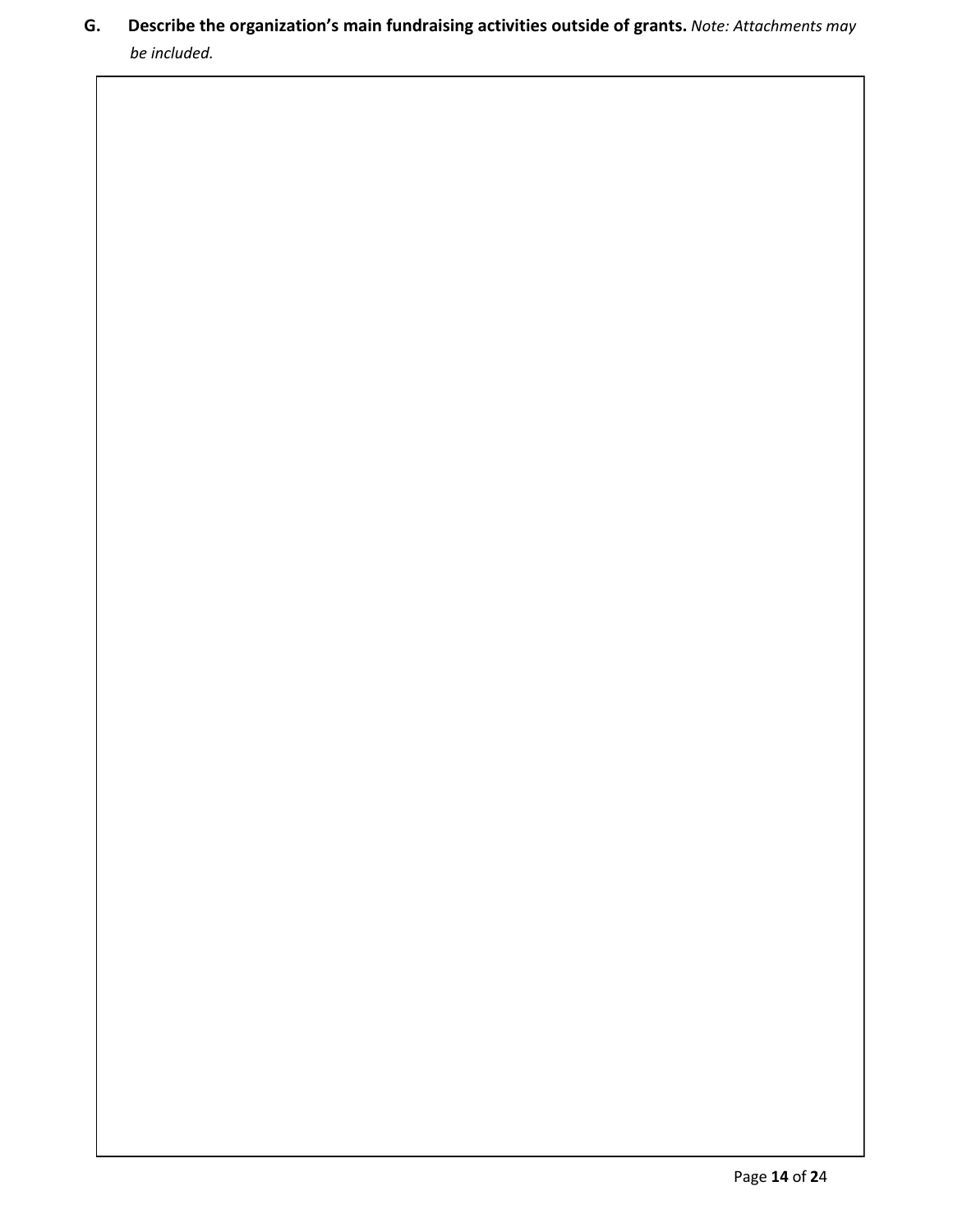**G. Describe the organization's main fundraising activities outside of grants.** *Note: Attachments may be included.*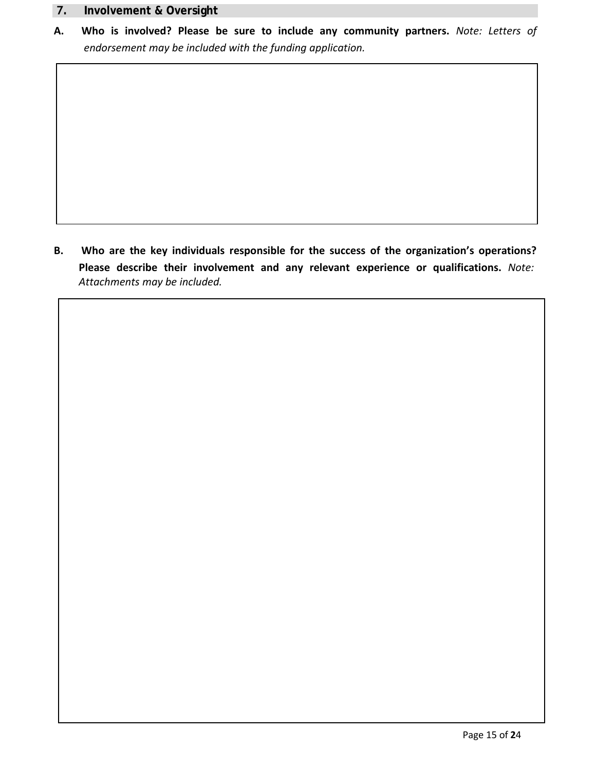## 7. Involvement & Oversight

**A. Who is involved? Please be sure to include any community partners.** *Note: Letters of endorsement may be included with the funding application.*

**B. Who are the key individuals responsible for the success of the organization's operations? Please describe their involvement and any relevant experience or qualifications.** *Note: Attachments may be included.*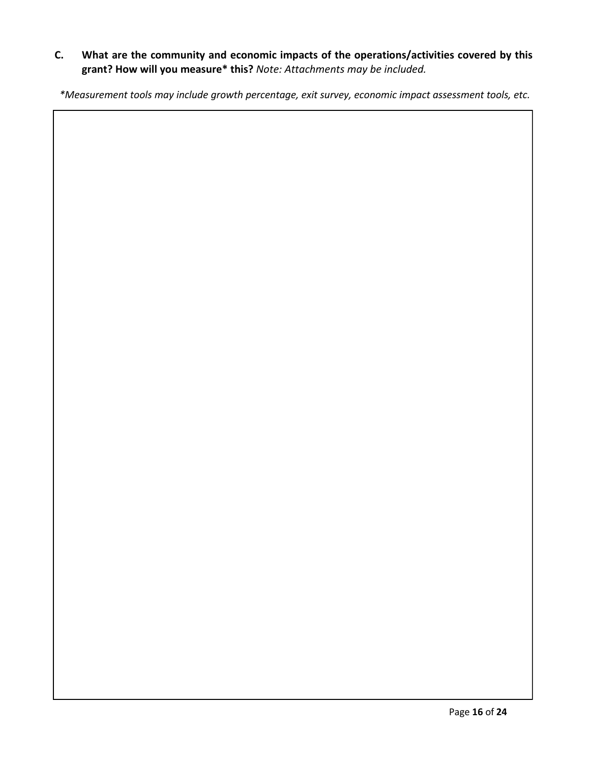**C. What are the community and economic impacts of the operations/activities covered by this grant? How will you measure* this?** *Note: Attachments may be included.*

*\*Measurement tools may include growth percentage, exit survey, economic impact assessment tools, etc.*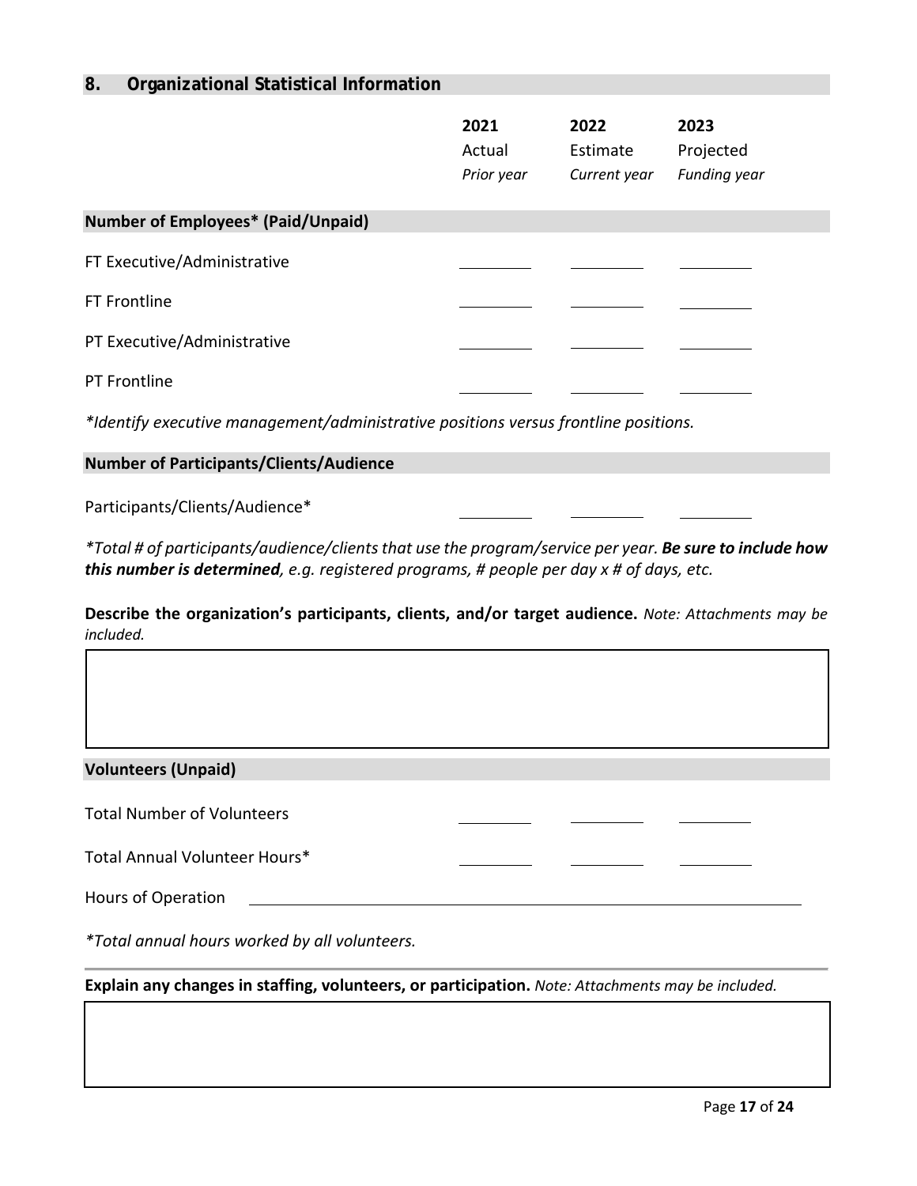## 8. Organizational Statistical Information

| | 2021<br>Actual<br>*Prior year* | 2022<br>Estimate<br>*Current year* | 2023<br>Projected<br>*Funding year* |
|---|---|---|---|
| **Number of Employees* (Paid/Unpaid)** | | | |
| FT Executive/Administrative | | | |
| FT Frontline | | | |
| PT Executive/Administrative | | | |
| PT Frontline | | | |

*\*Identify executive management/administrative positions versus frontline positions.*

| | 2021 | 2022 | 2023 |
|---|---|---|---|
| **Number of Participants/Clients/Audience** | | | |
| Participants/Clients/Audience* | | | |

*\*Total # of participants/audience/clients that use the program/service per year. **Be sure to include how this number is determined**, e.g. registered programs, # people per day x # of days, etc.*

**Describe the organization's participants, clients, and/or target audience.** *Note: Attachments may be included.*

| |
|---|
| |

| | 2021 | 2022 | 2023 |
|---|---|---|---|
| **Volunteers (Unpaid)** | | | |
| Total Number of Volunteers | | | |
| Total Annual Volunteer Hours* | | | |

Hours of Operation ______________________________

*\*Total annual hours worked by all volunteers.*

**Explain any changes in staffing, volunteers, or participation.** *Note: Attachments may be included.*

| |
|---|
| |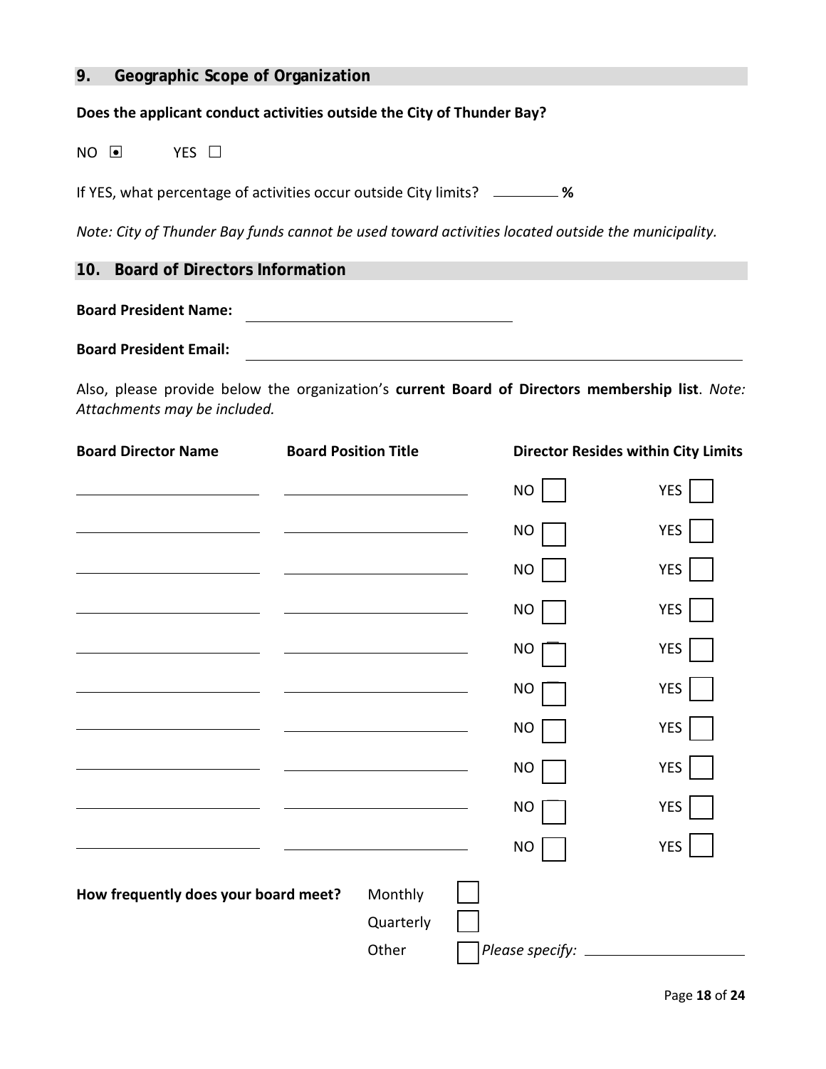## 9. Geographic Scope of Organization

**Does the applicant conduct activities outside the City of Thunder Bay?**

NO ☒ YES ☐

If YES, what percentage of activities occur outside City limits? ________ **%**

*Note: City of Thunder Bay funds cannot be used toward activities located outside the municipality.*

## 10. Board of Directors Information

**Board President Name:** ______________________________

**Board President Email:** ______________________________

Also, please provide below the organization's **current Board of Directors membership list**. *Note: Attachments may be included.*

| Board Director Name | Board Position Title | Director Resides within City Limits | |
|---|---|---|---|
| | | NO ☐ | YES ☐ |
| | | NO ☐ | YES ☐ |
| | | NO ☐ | YES ☐ |
| | | NO ☐ | YES ☐ |
| | | NO ☐ | YES ☐ |
| | | NO ☐ | YES ☐ |
| | | NO ☐ | YES ☐ |
| | | NO ☐ | YES ☐ |
| | | NO ☐ | YES ☐ |
| | | NO ☐ | YES ☐ |

**How frequently does your board meet?**

Monthly ☐

Quarterly ☐

Other ☐ *Please specify:* ______________________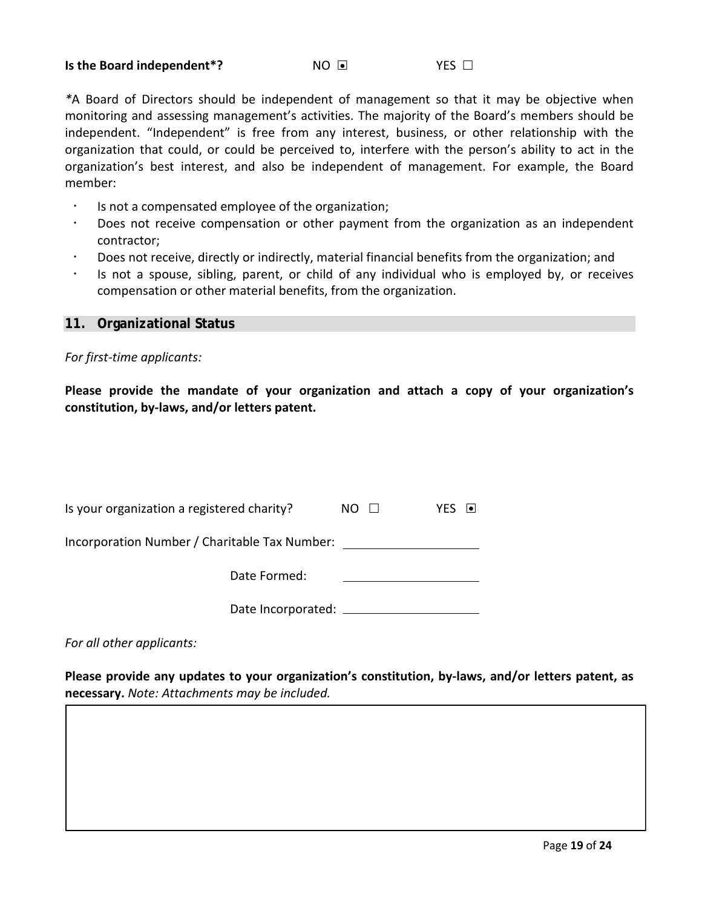**Is the Board independent*?** NO ☒ YES ☐

*A Board of Directors should be independent of management so that it may be objective when monitoring and assessing management's activities. The majority of the Board's members should be independent. "Independent" is free from any interest, business, or other relationship with the organization that could, or could be perceived to, interfere with the person's ability to act in the organization's best interest, and also be independent of management. For example, the Board member:

- Is not a compensated employee of the organization;
- Does not receive compensation or other payment from the organization as an independent contractor;
- Does not receive, directly or indirectly, material financial benefits from the organization; and
- Is not a spouse, sibling, parent, or child of any individual who is employed by, or receives compensation or other material benefits, from the organization.

## 11. Organizational Status

*For first-time applicants:*

**Please provide the mandate of your organization and attach a copy of your organization's constitution, by-laws, and/or letters patent.**

Is your organization a registered charity? NO ☐ YES ☒

Incorporation Number / Charitable Tax Number: ____________________

Date Formed: ____________________

Date Incorporated: ____________________

*For all other applicants:*

**Please provide any updates to your organization's constitution, by-laws, and/or letters patent, as necessary.** *Note: Attachments may be included.*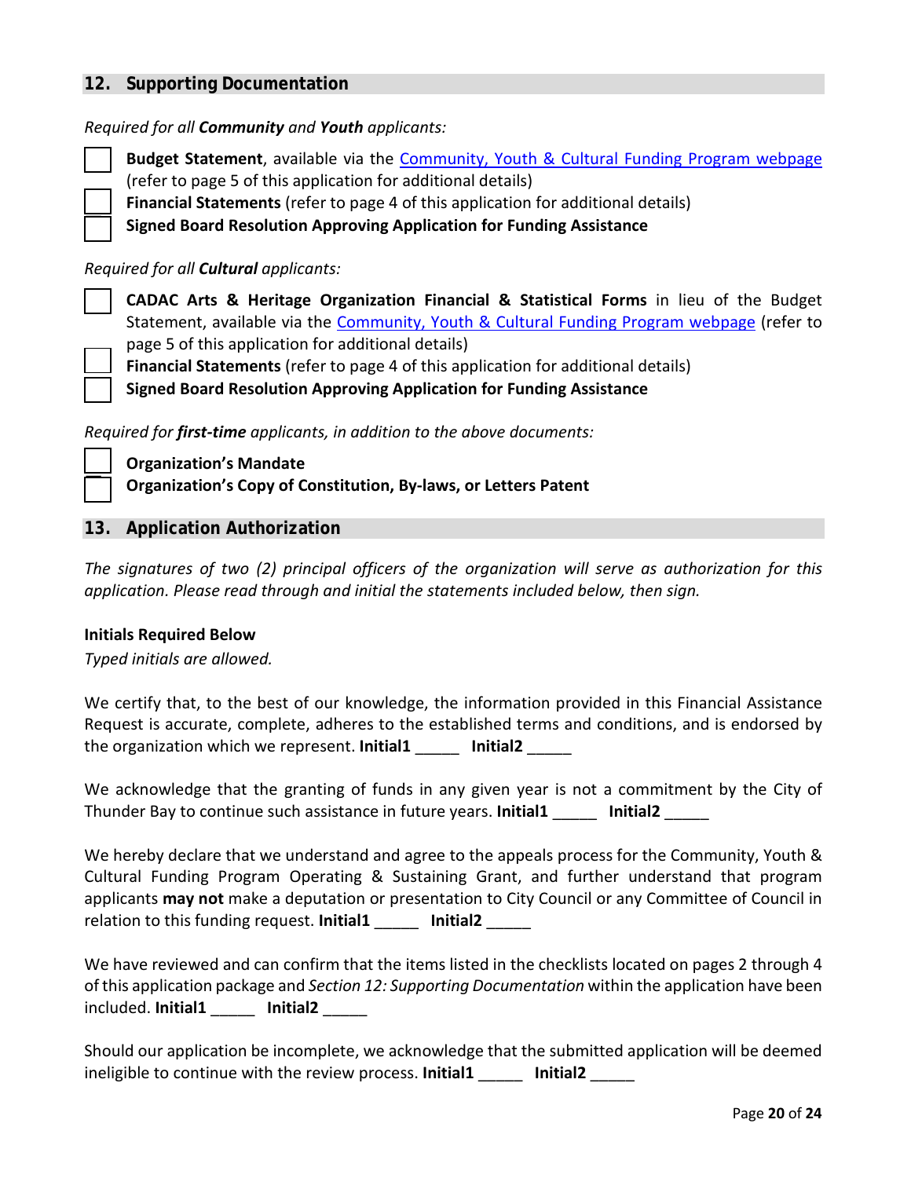## 12. Supporting Documentation

*Required for all **Community** and **Youth** applicants:*

- [ ] **Budget Statement**, available via the [Community, Youth & Cultural Funding Program webpage]() (refer to page 5 of this application for additional details)
- [ ] **Financial Statements** (refer to page 4 of this application for additional details)
- [ ] **Signed Board Resolution Approving Application for Funding Assistance**

*Required for all **Cultural** applicants:*

- [ ] **CADAC Arts & Heritage Organization Financial & Statistical Forms** in lieu of the Budget Statement, available via the [Community, Youth & Cultural Funding Program webpage]() (refer to page 5 of this application for additional details)
- [ ] **Financial Statements** (refer to page 4 of this application for additional details)
- [ ] **Signed Board Resolution Approving Application for Funding Assistance**

*Required for **first-time** applicants, in addition to the above documents:*

- [ ] **Organization's Mandate**
- [ ] **Organization's Copy of Constitution, By-laws, or Letters Patent**

## 13. Application Authorization

*The signatures of two (2) principal officers of the organization will serve as authorization for this application. Please read through and initial the statements included below, then sign.*

**Initials Required Below**

*Typed initials are allowed.*

We certify that, to the best of our knowledge, the information provided in this Financial Assistance Request is accurate, complete, adheres to the established terms and conditions, and is endorsed by the organization which we represent. **Initial1** _____ **Initial2** _____

We acknowledge that the granting of funds in any given year is not a commitment by the City of Thunder Bay to continue such assistance in future years. **Initial1** _____ **Initial2** _____

We hereby declare that we understand and agree to the appeals process for the Community, Youth & Cultural Funding Program Operating & Sustaining Grant, and further understand that program applicants **may not** make a deputation or presentation to City Council or any Committee of Council in relation to this funding request. **Initial1** _____ **Initial2** _____

We have reviewed and can confirm that the items listed in the checklists located on pages 2 through 4 of this application package and *Section 12: Supporting Documentation* within the application have been included. **Initial1** _____ **Initial2** _____

Should our application be incomplete, we acknowledge that the submitted application will be deemed ineligible to continue with the review process. **Initial1** _____ **Initial2** _____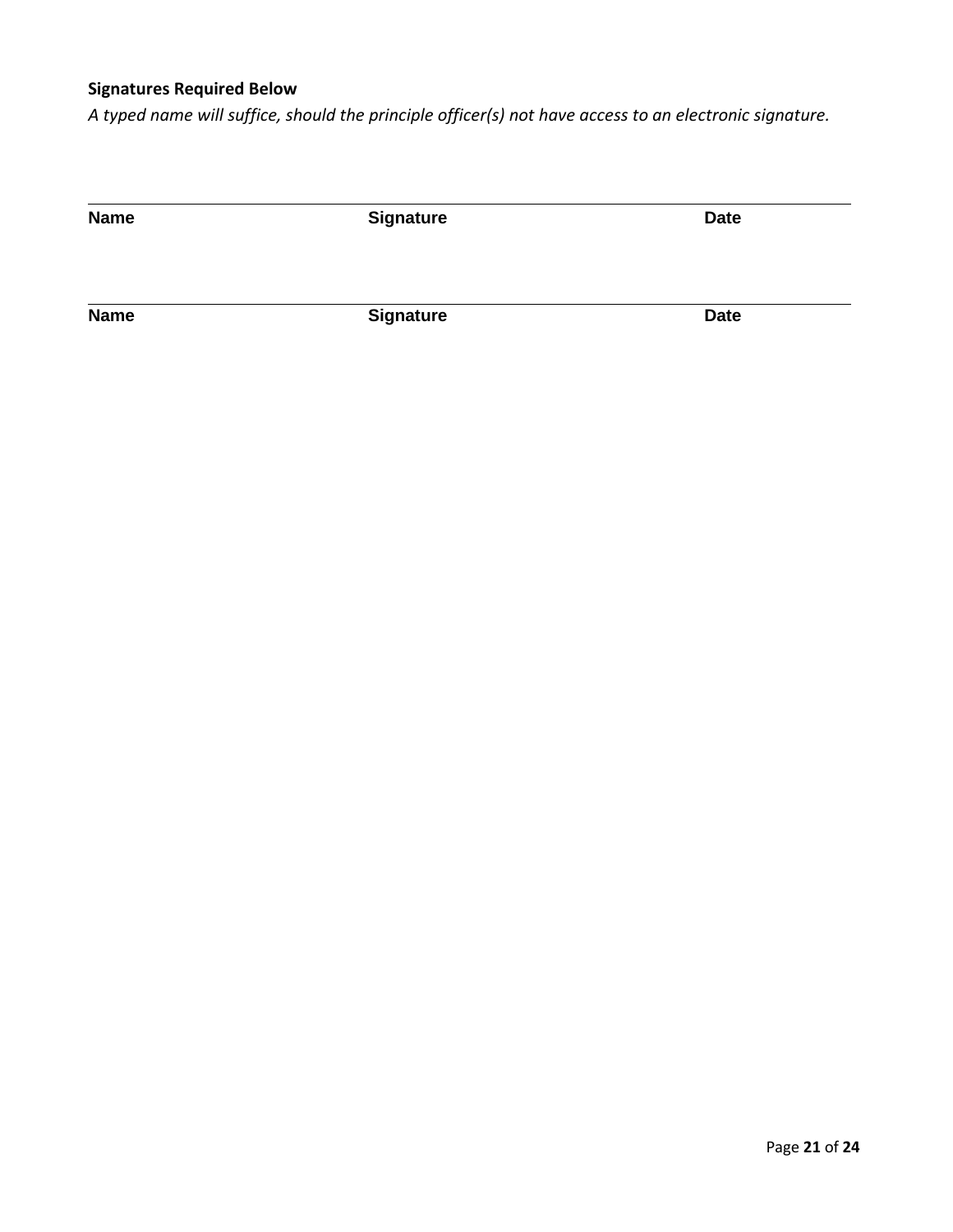**Signatures Required Below**

*A typed name will suffice, should the principle officer(s) not have access to an electronic signature.*

______________________________________________________________________________

**Name** **Signature** **Date**

______________________________________________________________________________

**Name** **Signature** **Date**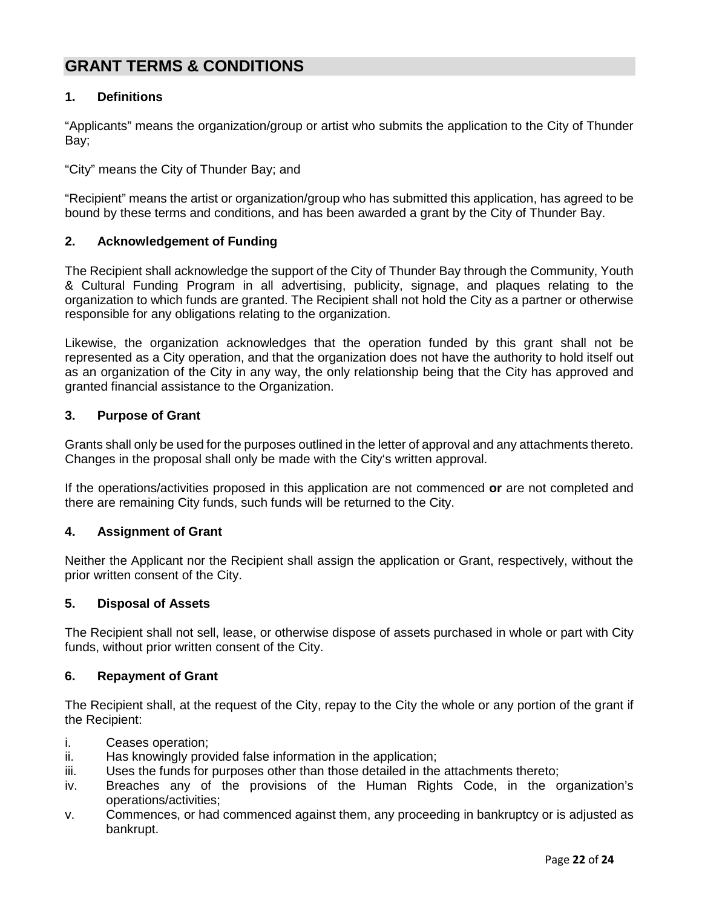## GRANT TERMS & CONDITIONS

### 1. Definitions

"Applicants" means the organization/group or artist who submits the application to the City of Thunder Bay;

"City" means the City of Thunder Bay; and

"Recipient" means the artist or organization/group who has submitted this application, has agreed to be bound by these terms and conditions, and has been awarded a grant by the City of Thunder Bay.

### 2. Acknowledgement of Funding

The Recipient shall acknowledge the support of the City of Thunder Bay through the Community, Youth & Cultural Funding Program in all advertising, publicity, signage, and plaques relating to the organization to which funds are granted. The Recipient shall not hold the City as a partner or otherwise responsible for any obligations relating to the organization.

Likewise, the organization acknowledges that the operation funded by this grant shall not be represented as a City operation, and that the organization does not have the authority to hold itself out as an organization of the City in any way, the only relationship being that the City has approved and granted financial assistance to the Organization.

### 3. Purpose of Grant

Grants shall only be used for the purposes outlined in the letter of approval and any attachments thereto. Changes in the proposal shall only be made with the City's written approval.

If the operations/activities proposed in this application are not commenced **or** are not completed and there are remaining City funds, such funds will be returned to the City.

### 4. Assignment of Grant

Neither the Applicant nor the Recipient shall assign the application or Grant, respectively, without the prior written consent of the City.

### 5. Disposal of Assets

The Recipient shall not sell, lease, or otherwise dispose of assets purchased in whole or part with City funds, without prior written consent of the City.

### 6. Repayment of Grant

The Recipient shall, at the request of the City, repay to the City the whole or any portion of the grant if the Recipient:

i. Ceases operation;
ii. Has knowingly provided false information in the application;
iii. Uses the funds for purposes other than those detailed in the attachments thereto;
iv. Breaches any of the provisions of the Human Rights Code, in the organization's operations/activities;
v. Commences, or had commenced against them, any proceeding in bankruptcy or is adjusted as bankrupt.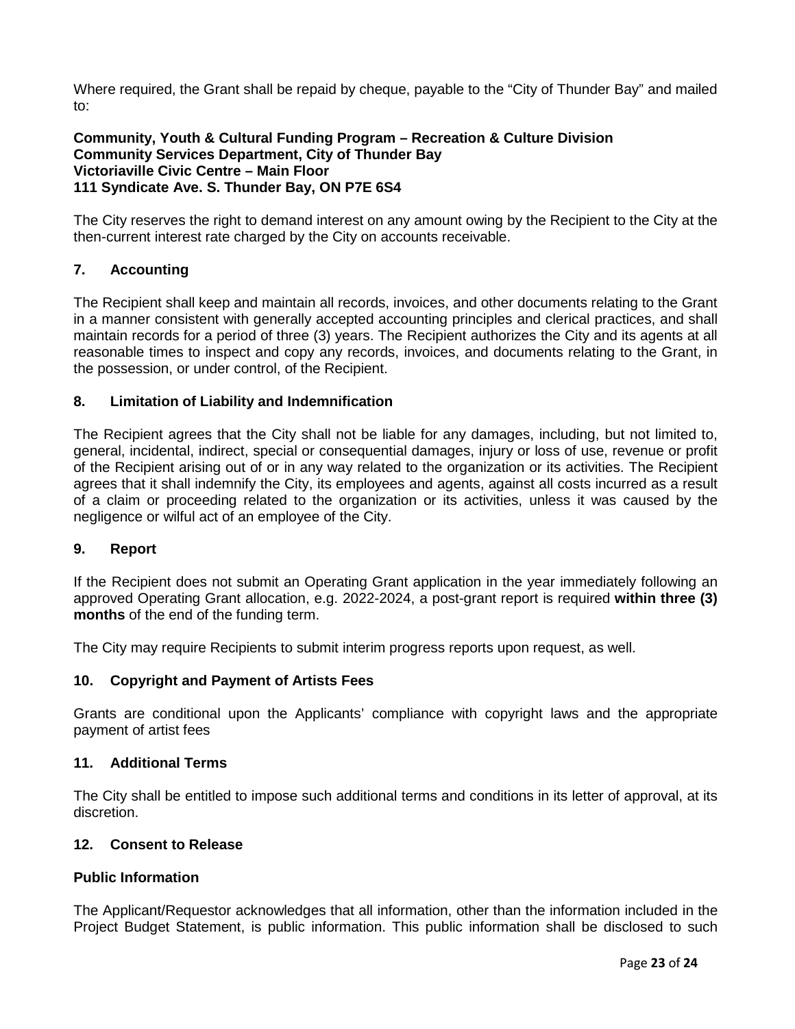Where required, the Grant shall be repaid by cheque, payable to the "City of Thunder Bay" and mailed to:

**Community, Youth & Cultural Funding Program – Recreation & Culture Division**
**Community Services Department, City of Thunder Bay**
**Victoriaville Civic Centre – Main Floor**
**111 Syndicate Ave. S. Thunder Bay, ON P7E 6S4**

The City reserves the right to demand interest on any amount owing by the Recipient to the City at the then-current interest rate charged by the City on accounts receivable.

### 7. Accounting

The Recipient shall keep and maintain all records, invoices, and other documents relating to the Grant in a manner consistent with generally accepted accounting principles and clerical practices, and shall maintain records for a period of three (3) years. The Recipient authorizes the City and its agents at all reasonable times to inspect and copy any records, invoices, and documents relating to the Grant, in the possession, or under control, of the Recipient.

### 8. Limitation of Liability and Indemnification

The Recipient agrees that the City shall not be liable for any damages, including, but not limited to, general, incidental, indirect, special or consequential damages, injury or loss of use, revenue or profit of the Recipient arising out of or in any way related to the organization or its activities. The Recipient agrees that it shall indemnify the City, its employees and agents, against all costs incurred as a result of a claim or proceeding related to the organization or its activities, unless it was caused by the negligence or wilful act of an employee of the City.

### 9. Report

If the Recipient does not submit an Operating Grant application in the year immediately following an approved Operating Grant allocation, e.g. 2022-2024, a post-grant report is required **within three (3) months** of the end of the funding term.

The City may require Recipients to submit interim progress reports upon request, as well.

### 10. Copyright and Payment of Artists Fees

Grants are conditional upon the Applicants' compliance with copyright laws and the appropriate payment of artist fees

### 11. Additional Terms

The City shall be entitled to impose such additional terms and conditions in its letter of approval, at its discretion.

### 12. Consent to Release

**Public Information**

The Applicant/Requestor acknowledges that all information, other than the information included in the Project Budget Statement, is public information. This public information shall be disclosed to such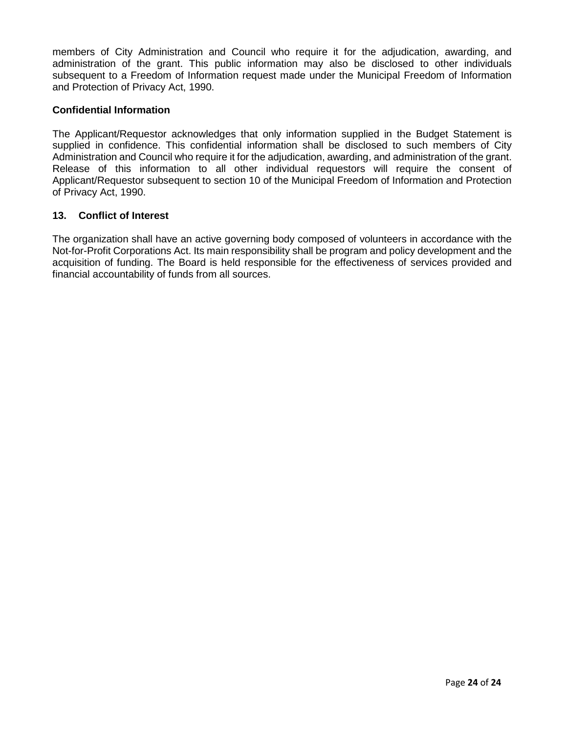members of City Administration and Council who require it for the adjudication, awarding, and administration of the grant. This public information may also be disclosed to other individuals subsequent to a Freedom of Information request made under the Municipal Freedom of Information and Protection of Privacy Act, 1990.

**Confidential Information**

The Applicant/Requestor acknowledges that only information supplied in the Budget Statement is supplied in confidence. This confidential information shall be disclosed to such members of City Administration and Council who require it for the adjudication, awarding, and administration of the grant. Release of this information to all other individual requestors will require the consent of Applicant/Requestor subsequent to section 10 of the Municipal Freedom of Information and Protection of Privacy Act, 1990.

## 13. Conflict of Interest

The organization shall have an active governing body composed of volunteers in accordance with the Not-for-Profit Corporations Act. Its main responsibility shall be program and policy development and the acquisition of funding. The Board is held responsible for the effectiveness of services provided and financial accountability of funds from all sources.